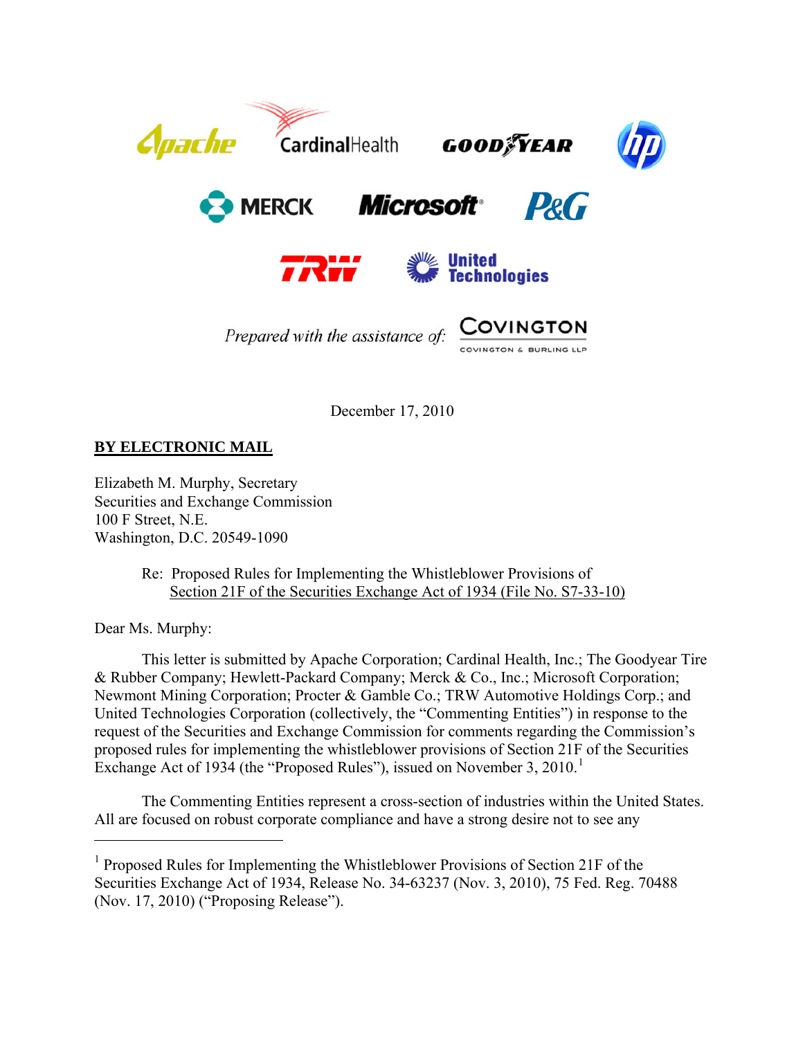Apache CardinalHealth GOODYEAR hp

MERCK Microsoft P&G

TRW United Technologies

*Prepared with the assistance of:* COVINGTON
COVINGTON & BURLING LLP

December 17, 2010

**BY ELECTRONIC MAIL**

Elizabeth M. Murphy, Secretary
Securities and Exchange Commission
100 F Street, N.E.
Washington, D.C. 20549-1090

Re: Proposed Rules for Implementing the Whistleblower Provisions of Section 21F of the Securities Exchange Act of 1934 (File No. S7-33-10)

Dear Ms. Murphy:

This letter is submitted by Apache Corporation; Cardinal Health, Inc.; The Goodyear Tire & Rubber Company; Hewlett-Packard Company; Merck & Co., Inc.; Microsoft Corporation; Newmont Mining Corporation; Procter & Gamble Co.; TRW Automotive Holdings Corp.; and United Technologies Corporation (collectively, the "Commenting Entities") in response to the request of the Securities and Exchange Commission for comments regarding the Commission's proposed rules for implementing the whistleblower provisions of Section 21F of the Securities Exchange Act of 1934 (the "Proposed Rules"), issued on November 3, 2010.[1]

The Commenting Entities represent a cross-section of industries within the United States. All are focused on robust corporate compliance and have a strong desire not to see any

[1] Proposed Rules for Implementing the Whistleblower Provisions of Section 21F of the Securities Exchange Act of 1934, Release No. 34-63237 (Nov. 3, 2010), 75 Fed. Reg. 70488 (Nov. 17, 2010) ("Proposing Release").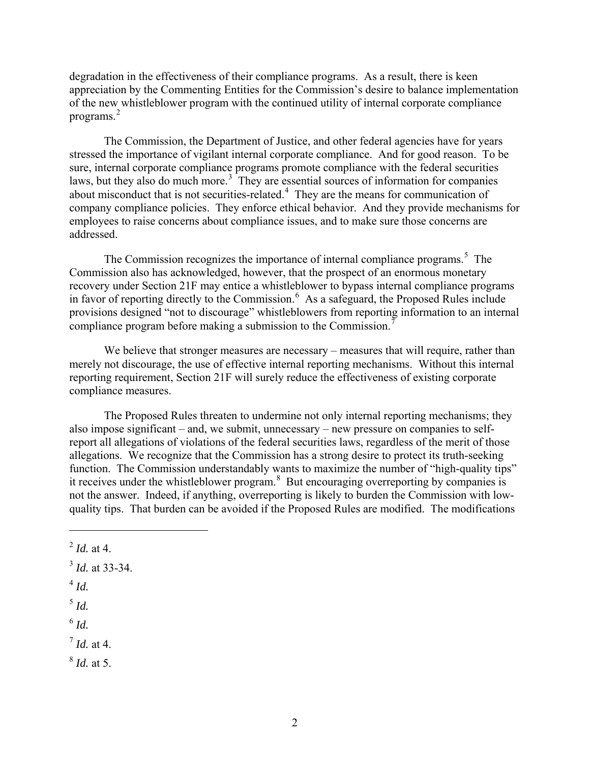degradation in the effectiveness of their compliance programs. As a result, there is keen appreciation by the Commenting Entities for the Commission's desire to balance implementation of the new whistleblower program with the continued utility of internal corporate compliance programs.[2]

The Commission, the Department of Justice, and other federal agencies have for years stressed the importance of vigilant internal corporate compliance. And for good reason. To be sure, internal corporate compliance programs promote compliance with the federal securities laws, but they also do much more.[3] They are essential sources of information for companies about misconduct that is not securities-related.[4] They are the means for communication of company compliance policies. They enforce ethical behavior. And they provide mechanisms for employees to raise concerns about compliance issues, and to make sure those concerns are addressed.

The Commission recognizes the importance of internal compliance programs.[5] The Commission also has acknowledged, however, that the prospect of an enormous monetary recovery under Section 21F may entice a whistleblower to bypass internal compliance programs in favor of reporting directly to the Commission.[6] As a safeguard, the Proposed Rules include provisions designed "not to discourage" whistleblowers from reporting information to an internal compliance program before making a submission to the Commission.[7]

We believe that stronger measures are necessary – measures that will require, rather than merely not discourage, the use of effective internal reporting mechanisms. Without this internal reporting requirement, Section 21F will surely reduce the effectiveness of existing corporate compliance measures.

The Proposed Rules threaten to undermine not only internal reporting mechanisms; they also impose significant – and, we submit, unnecessary – new pressure on companies to self-report all allegations of violations of the federal securities laws, regardless of the merit of those allegations. We recognize that the Commission has a strong desire to protect its truth-seeking function. The Commission understandably wants to maximize the number of "high-quality tips" it receives under the whistleblower program.[8] But encouraging overreporting by companies is not the answer. Indeed, if anything, overreporting is likely to burden the Commission with low-quality tips. That burden can be avoided if the Proposed Rules are modified. The modifications

---

[2] *Id.* at 4.

[3] *Id.* at 33-34.

[4] *Id.*

[5] *Id.*

[6] *Id.*

[7] *Id.* at 4.

[8] *Id.* at 5.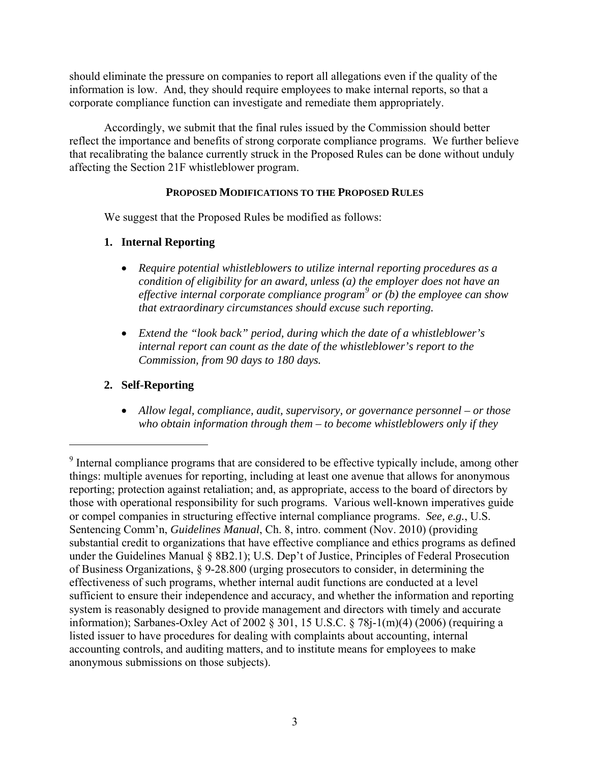should eliminate the pressure on companies to report all allegations even if the quality of the information is low. And, they should require employees to make internal reports, so that a corporate compliance function can investigate and remediate them appropriately.

Accordingly, we submit that the final rules issued by the Commission should better reflect the importance and benefits of strong corporate compliance programs. We further believe that recalibrating the balance currently struck in the Proposed Rules can be done without unduly affecting the Section 21F whistleblower program.

**PROPOSED MODIFICATIONS TO THE PROPOSED RULES**

We suggest that the Proposed Rules be modified as follows:

1. **Internal Reporting**

   - *Require potential whistleblowers to utilize internal reporting procedures as a condition of eligibility for an award, unless (a) the employer does not have an effective internal corporate compliance program*[9] *or (b) the employee can show that extraordinary circumstances should excuse such reporting.*

   - *Extend the "look back" period, during which the date of a whistleblower's internal report can count as the date of the whistleblower's report to the Commission, from 90 days to 180 days.*

2. **Self-Reporting**

   - *Allow legal, compliance, audit, supervisory, or governance personnel – or those who obtain information through them – to become whistleblowers only if they*

---

[9] Internal compliance programs that are considered to be effective typically include, among other things: multiple avenues for reporting, including at least one avenue that allows for anonymous reporting; protection against retaliation; and, as appropriate, access to the board of directors by those with operational responsibility for such programs. Various well-known imperatives guide or compel companies in structuring effective internal compliance programs. *See, e.g.*, U.S. Sentencing Comm'n, *Guidelines Manual*, Ch. 8, intro. comment (Nov. 2010) (providing substantial credit to organizations that have effective compliance and ethics programs as defined under the Guidelines Manual § 8B2.1); U.S. Dep't of Justice, Principles of Federal Prosecution of Business Organizations, § 9-28.800 (urging prosecutors to consider, in determining the effectiveness of such programs, whether internal audit functions are conducted at a level sufficient to ensure their independence and accuracy, and whether the information and reporting system is reasonably designed to provide management and directors with timely and accurate information); Sarbanes-Oxley Act of 2002 § 301, 15 U.S.C. § 78j-1(m)(4) (2006) (requiring a listed issuer to have procedures for dealing with complaints about accounting, internal accounting controls, and auditing matters, and to institute means for employees to make anonymous submissions on those subjects).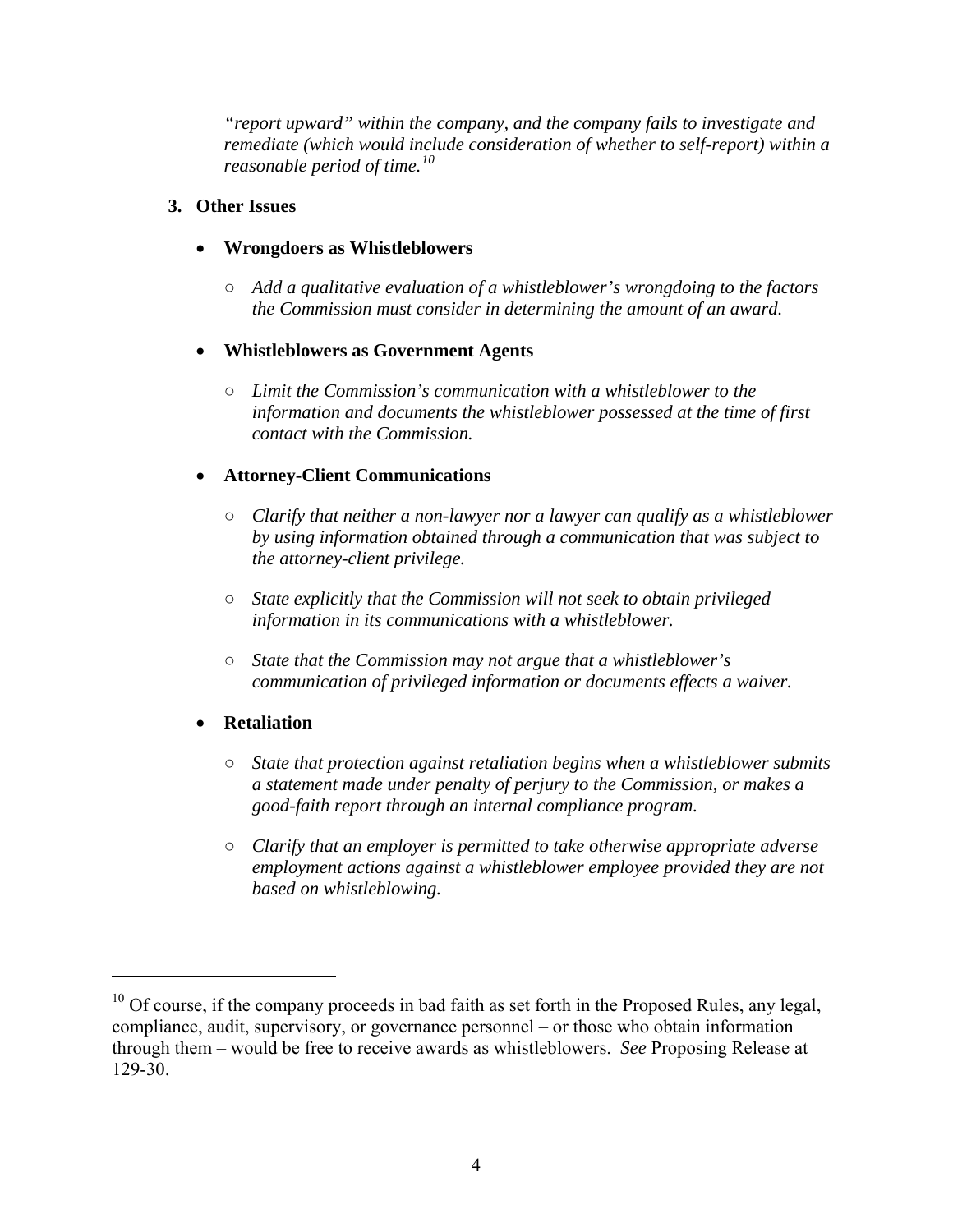*"report upward" within the company, and the company fails to investigate and remediate (which would include consideration of whether to self-report) within a reasonable period of time.*[10]

**3. Other Issues**

- **Wrongdoers as Whistleblowers**
  - *Add a qualitative evaluation of a whistleblower's wrongdoing to the factors the Commission must consider in determining the amount of an award.*

- **Whistleblowers as Government Agents**
  - *Limit the Commission's communication with a whistleblower to the information and documents the whistleblower possessed at the time of first contact with the Commission.*

- **Attorney-Client Communications**
  - *Clarify that neither a non-lawyer nor a lawyer can qualify as a whistleblower by using information obtained through a communication that was subject to the attorney-client privilege.*
  - *State explicitly that the Commission will not seek to obtain privileged information in its communications with a whistleblower.*
  - *State that the Commission may not argue that a whistleblower's communication of privileged information or documents effects a waiver.*

- **Retaliation**
  - *State that protection against retaliation begins when a whistleblower submits a statement made under penalty of perjury to the Commission, or makes a good-faith report through an internal compliance program.*
  - *Clarify that an employer is permitted to take otherwise appropriate adverse employment actions against a whistleblower employee provided they are not based on whistleblowing.*

---

[10] Of course, if the company proceeds in bad faith as set forth in the Proposed Rules, any legal, compliance, audit, supervisory, or governance personnel – or those who obtain information through them – would be free to receive awards as whistleblowers. *See* Proposing Release at 129-30.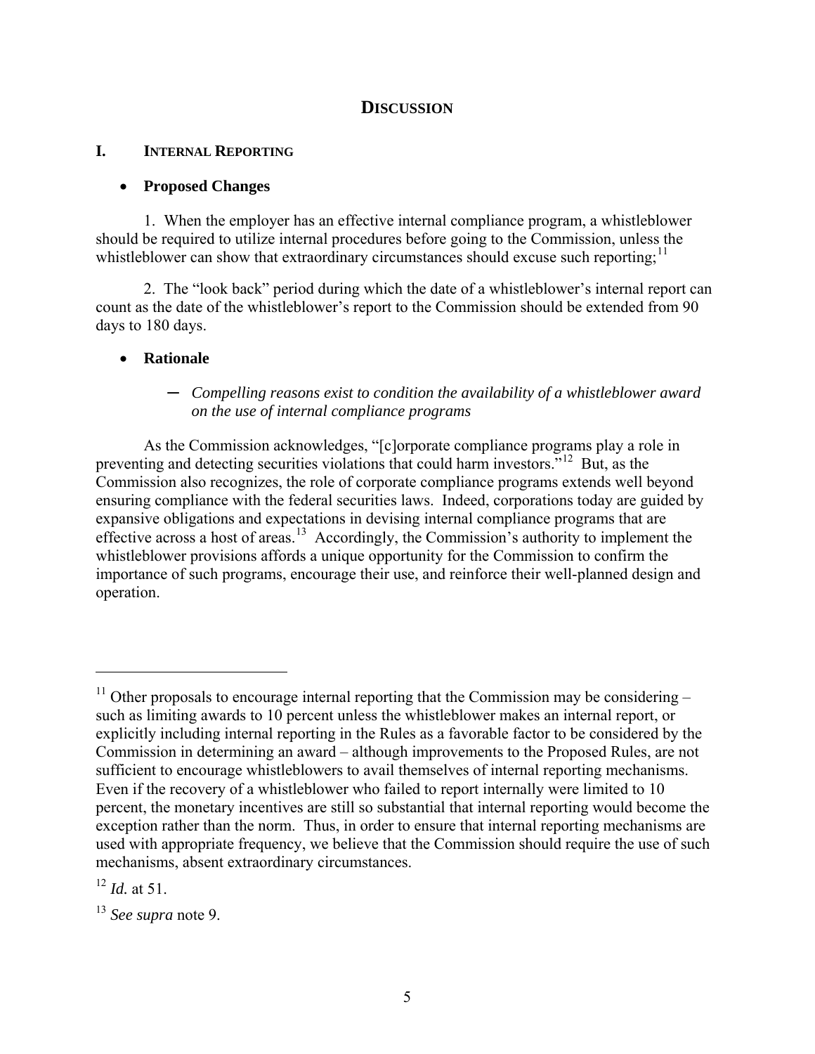## DISCUSSION

### I. INTERNAL REPORTING

- **Proposed Changes**

1. When the employer has an effective internal compliance program, a whistleblower should be required to utilize internal procedures before going to the Commission, unless the whistleblower can show that extraordinary circumstances should excuse such reporting;[11]

2. The "look back" period during which the date of a whistleblower's internal report can count as the date of the whistleblower's report to the Commission should be extended from 90 days to 180 days.

- **Rationale**

  – *Compelling reasons exist to condition the availability of a whistleblower award on the use of internal compliance programs*

As the Commission acknowledges, "[c]orporate compliance programs play a role in preventing and detecting securities violations that could harm investors."[12] But, as the Commission also recognizes, the role of corporate compliance programs extends well beyond ensuring compliance with the federal securities laws. Indeed, corporations today are guided by expansive obligations and expectations in devising internal compliance programs that are effective across a host of areas.[13] Accordingly, the Commission's authority to implement the whistleblower provisions affords a unique opportunity for the Commission to confirm the importance of such programs, encourage their use, and reinforce their well-planned design and operation.

---

[11] Other proposals to encourage internal reporting that the Commission may be considering – such as limiting awards to 10 percent unless the whistleblower makes an internal report, or explicitly including internal reporting in the Rules as a favorable factor to be considered by the Commission in determining an award – although improvements to the Proposed Rules, are not sufficient to encourage whistleblowers to avail themselves of internal reporting mechanisms. Even if the recovery of a whistleblower who failed to report internally were limited to 10 percent, the monetary incentives are still so substantial that internal reporting would become the exception rather than the norm. Thus, in order to ensure that internal reporting mechanisms are used with appropriate frequency, we believe that the Commission should require the use of such mechanisms, absent extraordinary circumstances.

[12] *Id.* at 51.

[13] *See supra* note 9.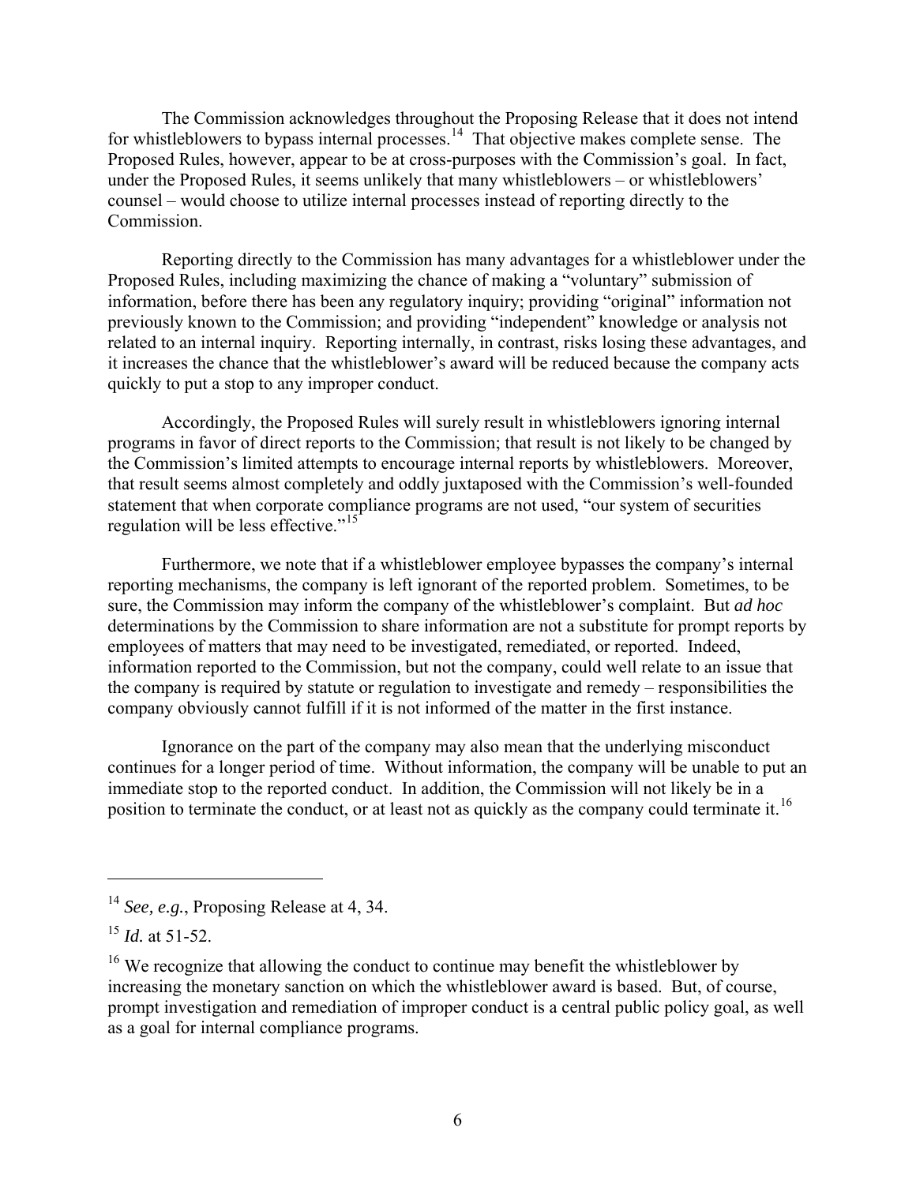The Commission acknowledges throughout the Proposing Release that it does not intend for whistleblowers to bypass internal processes.[14] That objective makes complete sense. The Proposed Rules, however, appear to be at cross-purposes with the Commission's goal. In fact, under the Proposed Rules, it seems unlikely that many whistleblowers – or whistleblowers' counsel – would choose to utilize internal processes instead of reporting directly to the Commission.

Reporting directly to the Commission has many advantages for a whistleblower under the Proposed Rules, including maximizing the chance of making a "voluntary" submission of information, before there has been any regulatory inquiry; providing "original" information not previously known to the Commission; and providing "independent" knowledge or analysis not related to an internal inquiry. Reporting internally, in contrast, risks losing these advantages, and it increases the chance that the whistleblower's award will be reduced because the company acts quickly to put a stop to any improper conduct.

Accordingly, the Proposed Rules will surely result in whistleblowers ignoring internal programs in favor of direct reports to the Commission; that result is not likely to be changed by the Commission's limited attempts to encourage internal reports by whistleblowers. Moreover, that result seems almost completely and oddly juxtaposed with the Commission's well-founded statement that when corporate compliance programs are not used, "our system of securities regulation will be less effective."[15]

Furthermore, we note that if a whistleblower employee bypasses the company's internal reporting mechanisms, the company is left ignorant of the reported problem. Sometimes, to be sure, the Commission may inform the company of the whistleblower's complaint. But *ad hoc* determinations by the Commission to share information are not a substitute for prompt reports by employees of matters that may need to be investigated, remediated, or reported. Indeed, information reported to the Commission, but not the company, could well relate to an issue that the company is required by statute or regulation to investigate and remedy – responsibilities the company obviously cannot fulfill if it is not informed of the matter in the first instance.

Ignorance on the part of the company may also mean that the underlying misconduct continues for a longer period of time. Without information, the company will be unable to put an immediate stop to the reported conduct. In addition, the Commission will not likely be in a position to terminate the conduct, or at least not as quickly as the company could terminate it.[16]

---

[14] *See, e.g.*, Proposing Release at 4, 34.

[15] *Id.* at 51-52.

[16] We recognize that allowing the conduct to continue may benefit the whistleblower by increasing the monetary sanction on which the whistleblower award is based. But, of course, prompt investigation and remediation of improper conduct is a central public policy goal, as well as a goal for internal compliance programs.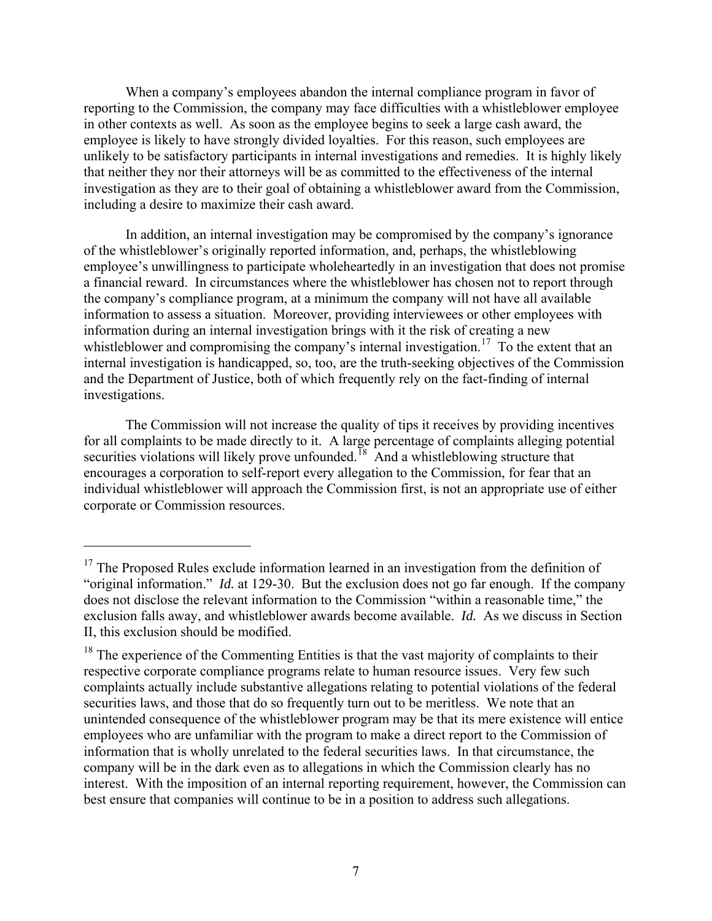When a company's employees abandon the internal compliance program in favor of reporting to the Commission, the company may face difficulties with a whistleblower employee in other contexts as well. As soon as the employee begins to seek a large cash award, the employee is likely to have strongly divided loyalties. For this reason, such employees are unlikely to be satisfactory participants in internal investigations and remedies. It is highly likely that neither they nor their attorneys will be as committed to the effectiveness of the internal investigation as they are to their goal of obtaining a whistleblower award from the Commission, including a desire to maximize their cash award.

In addition, an internal investigation may be compromised by the company's ignorance of the whistleblower's originally reported information, and, perhaps, the whistleblowing employee's unwillingness to participate wholeheartedly in an investigation that does not promise a financial reward. In circumstances where the whistleblower has chosen not to report through the company's compliance program, at a minimum the company will not have all available information to assess a situation. Moreover, providing interviewees or other employees with information during an internal investigation brings with it the risk of creating a new whistleblower and compromising the company's internal investigation.[17] To the extent that an internal investigation is handicapped, so, too, are the truth-seeking objectives of the Commission and the Department of Justice, both of which frequently rely on the fact-finding of internal investigations.

The Commission will not increase the quality of tips it receives by providing incentives for all complaints to be made directly to it. A large percentage of complaints alleging potential securities violations will likely prove unfounded.[18] And a whistleblowing structure that encourages a corporation to self-report every allegation to the Commission, for fear that an individual whistleblower will approach the Commission first, is not an appropriate use of either corporate or Commission resources.

---

[17] The Proposed Rules exclude information learned in an investigation from the definition of "original information." *Id.* at 129-30. But the exclusion does not go far enough. If the company does not disclose the relevant information to the Commission "within a reasonable time," the exclusion falls away, and whistleblower awards become available. *Id.* As we discuss in Section II, this exclusion should be modified.

[18] The experience of the Commenting Entities is that the vast majority of complaints to their respective corporate compliance programs relate to human resource issues. Very few such complaints actually include substantive allegations relating to potential violations of the federal securities laws, and those that do so frequently turn out to be meritless. We note that an unintended consequence of the whistleblower program may be that its mere existence will entice employees who are unfamiliar with the program to make a direct report to the Commission of information that is wholly unrelated to the federal securities laws. In that circumstance, the company will be in the dark even as to allegations in which the Commission clearly has no interest. With the imposition of an internal reporting requirement, however, the Commission can best ensure that companies will continue to be in a position to address such allegations.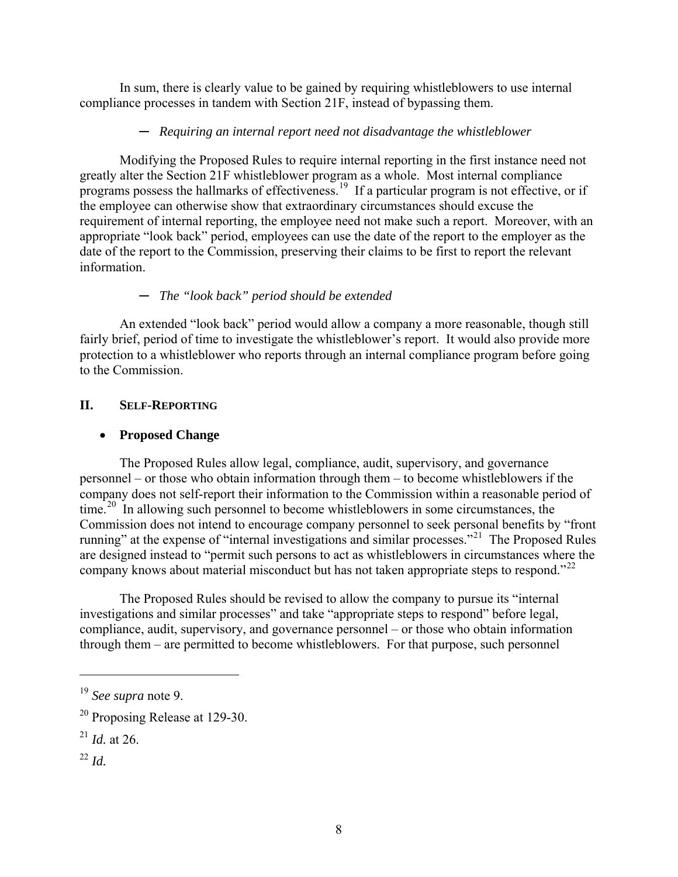In sum, there is clearly value to be gained by requiring whistleblowers to use internal compliance processes in tandem with Section 21F, instead of bypassing them.

— *Requiring an internal report need not disadvantage the whistleblower*

Modifying the Proposed Rules to require internal reporting in the first instance need not greatly alter the Section 21F whistleblower program as a whole. Most internal compliance programs possess the hallmarks of effectiveness.[19] If a particular program is not effective, or if the employee can otherwise show that extraordinary circumstances should excuse the requirement of internal reporting, the employee need not make such a report. Moreover, with an appropriate "look back" period, employees can use the date of the report to the employer as the date of the report to the Commission, preserving their claims to be first to report the relevant information.

— *The "look back" period should be extended*

An extended "look back" period would allow a company a more reasonable, though still fairly brief, period of time to investigate the whistleblower's report. It would also provide more protection to a whistleblower who reports through an internal compliance program before going to the Commission.

## II. SELF-REPORTING

- **Proposed Change**

The Proposed Rules allow legal, compliance, audit, supervisory, and governance personnel – or those who obtain information through them – to become whistleblowers if the company does not self-report their information to the Commission within a reasonable period of time.[20] In allowing such personnel to become whistleblowers in some circumstances, the Commission does not intend to encourage company personnel to seek personal benefits by "front running" at the expense of "internal investigations and similar processes."[21] The Proposed Rules are designed instead to "permit such persons to act as whistleblowers in circumstances where the company knows about material misconduct but has not taken appropriate steps to respond."[22]

The Proposed Rules should be revised to allow the company to pursue its "internal investigations and similar processes" and take "appropriate steps to respond" before legal, compliance, audit, supervisory, and governance personnel – or those who obtain information through them – are permitted to become whistleblowers. For that purpose, such personnel

---

[19] *See supra* note 9.

[20] Proposing Release at 129-30.

[21] *Id.* at 26.

[22] *Id.*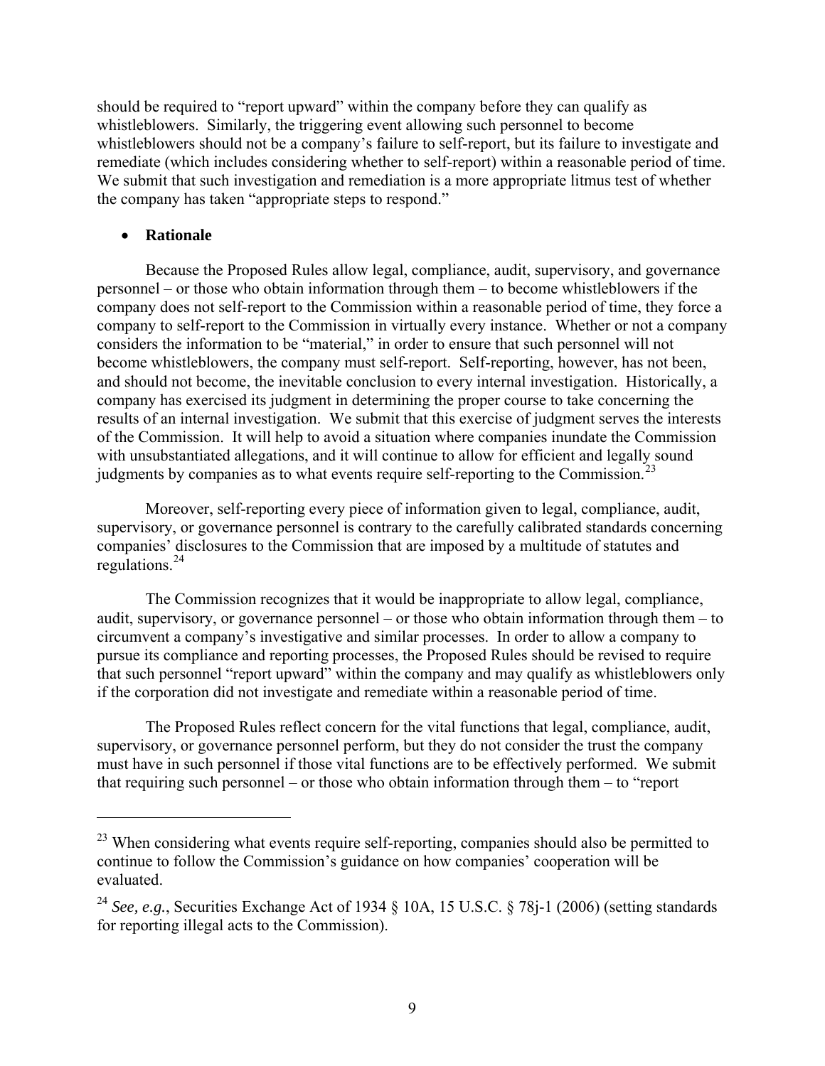should be required to "report upward" within the company before they can qualify as whistleblowers. Similarly, the triggering event allowing such personnel to become whistleblowers should not be a company's failure to self-report, but its failure to investigate and remediate (which includes considering whether to self-report) within a reasonable period of time. We submit that such investigation and remediation is a more appropriate litmus test of whether the company has taken "appropriate steps to respond."

- **Rationale**

Because the Proposed Rules allow legal, compliance, audit, supervisory, and governance personnel – or those who obtain information through them – to become whistleblowers if the company does not self-report to the Commission within a reasonable period of time, they force a company to self-report to the Commission in virtually every instance. Whether or not a company considers the information to be "material," in order to ensure that such personnel will not become whistleblowers, the company must self-report. Self-reporting, however, has not been, and should not become, the inevitable conclusion to every internal investigation. Historically, a company has exercised its judgment in determining the proper course to take concerning the results of an internal investigation. We submit that this exercise of judgment serves the interests of the Commission. It will help to avoid a situation where companies inundate the Commission with unsubstantiated allegations, and it will continue to allow for efficient and legally sound judgments by companies as to what events require self-reporting to the Commission.[23]

Moreover, self-reporting every piece of information given to legal, compliance, audit, supervisory, or governance personnel is contrary to the carefully calibrated standards concerning companies' disclosures to the Commission that are imposed by a multitude of statutes and regulations.[24]

The Commission recognizes that it would be inappropriate to allow legal, compliance, audit, supervisory, or governance personnel – or those who obtain information through them – to circumvent a company's investigative and similar processes. In order to allow a company to pursue its compliance and reporting processes, the Proposed Rules should be revised to require that such personnel "report upward" within the company and may qualify as whistleblowers only if the corporation did not investigate and remediate within a reasonable period of time.

The Proposed Rules reflect concern for the vital functions that legal, compliance, audit, supervisory, or governance personnel perform, but they do not consider the trust the company must have in such personnel if those vital functions are to be effectively performed. We submit that requiring such personnel – or those who obtain information through them – to "report

---

[23] When considering what events require self-reporting, companies should also be permitted to continue to follow the Commission's guidance on how companies' cooperation will be evaluated.

[24] *See, e.g.*, Securities Exchange Act of 1934 § 10A, 15 U.S.C. § 78j-1 (2006) (setting standards for reporting illegal acts to the Commission).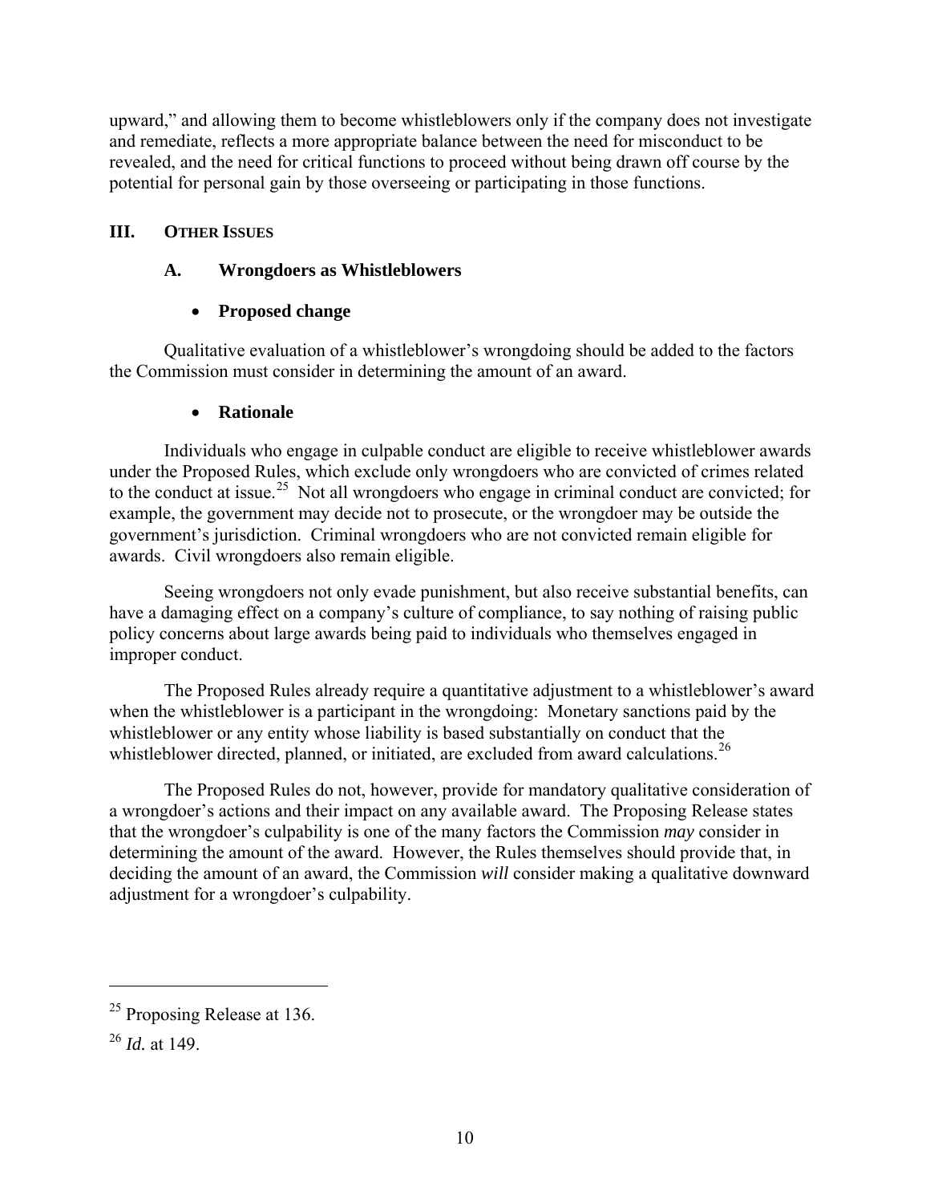upward," and allowing them to become whistleblowers only if the company does not investigate and remediate, reflects a more appropriate balance between the need for misconduct to be revealed, and the need for critical functions to proceed without being drawn off course by the potential for personal gain by those overseeing or participating in those functions.

## III. OTHER ISSUES

### A. Wrongdoers as Whistleblowers

- **Proposed change**

Qualitative evaluation of a whistleblower's wrongdoing should be added to the factors the Commission must consider in determining the amount of an award.

- **Rationale**

Individuals who engage in culpable conduct are eligible to receive whistleblower awards under the Proposed Rules, which exclude only wrongdoers who are convicted of crimes related to the conduct at issue.[25] Not all wrongdoers who engage in criminal conduct are convicted; for example, the government may decide not to prosecute, or the wrongdoer may be outside the government's jurisdiction. Criminal wrongdoers who are not convicted remain eligible for awards. Civil wrongdoers also remain eligible.

Seeing wrongdoers not only evade punishment, but also receive substantial benefits, can have a damaging effect on a company's culture of compliance, to say nothing of raising public policy concerns about large awards being paid to individuals who themselves engaged in improper conduct.

The Proposed Rules already require a quantitative adjustment to a whistleblower's award when the whistleblower is a participant in the wrongdoing: Monetary sanctions paid by the whistleblower or any entity whose liability is based substantially on conduct that the whistleblower directed, planned, or initiated, are excluded from award calculations.[26]

The Proposed Rules do not, however, provide for mandatory qualitative consideration of a wrongdoer's actions and their impact on any available award. The Proposing Release states that the wrongdoer's culpability is one of the many factors the Commission *may* consider in determining the amount of the award. However, the Rules themselves should provide that, in deciding the amount of an award, the Commission *will* consider making a qualitative downward adjustment for a wrongdoer's culpability.

---

[25] Proposing Release at 136.

[26] *Id.* at 149.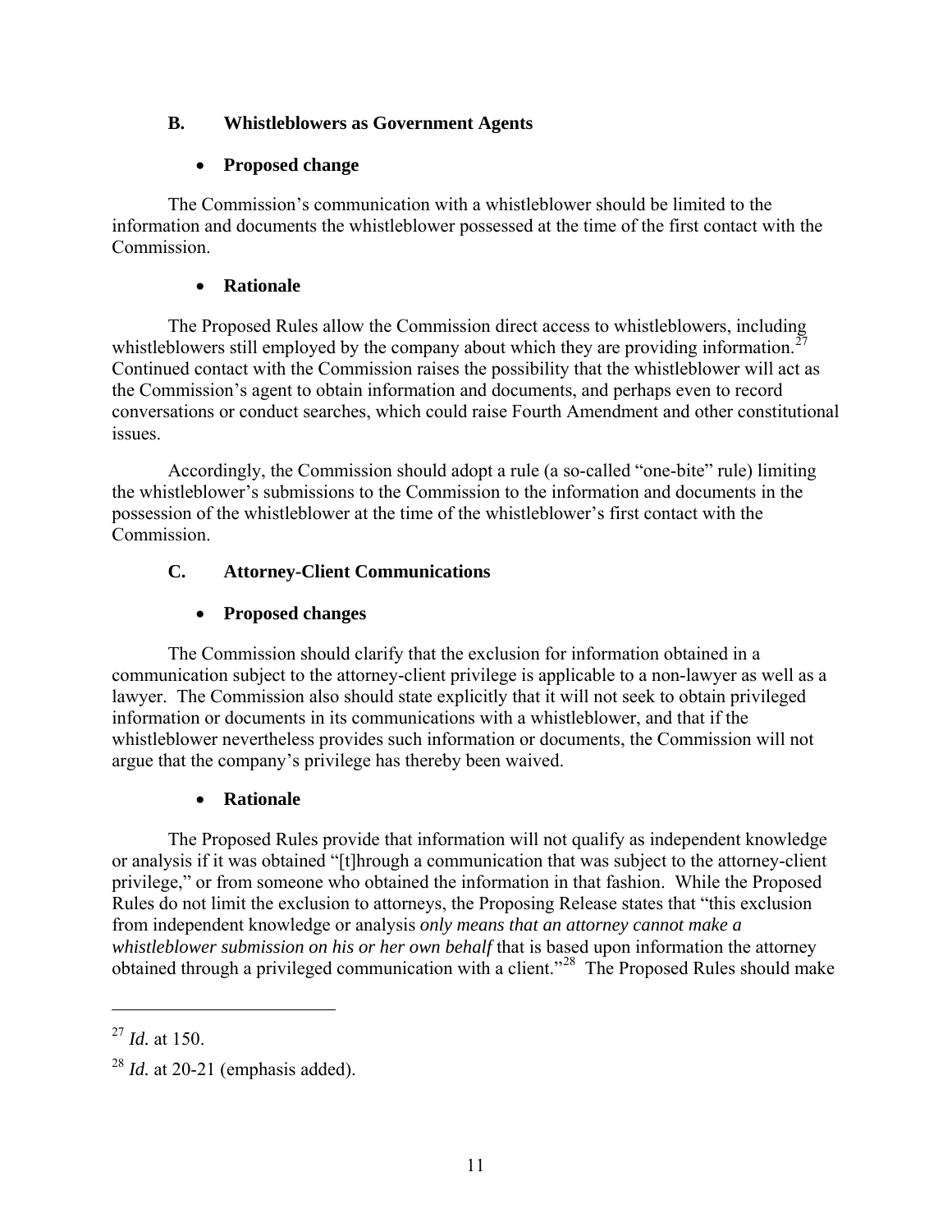### B. Whistleblowers as Government Agents

- **Proposed change**

The Commission's communication with a whistleblower should be limited to the information and documents the whistleblower possessed at the time of the first contact with the Commission.

- **Rationale**

The Proposed Rules allow the Commission direct access to whistleblowers, including whistleblowers still employed by the company about which they are providing information.[27] Continued contact with the Commission raises the possibility that the whistleblower will act as the Commission's agent to obtain information and documents, and perhaps even to record conversations or conduct searches, which could raise Fourth Amendment and other constitutional issues.

Accordingly, the Commission should adopt a rule (a so-called "one-bite" rule) limiting the whistleblower's submissions to the Commission to the information and documents in the possession of the whistleblower at the time of the whistleblower's first contact with the Commission.

### C. Attorney-Client Communications

- **Proposed changes**

The Commission should clarify that the exclusion for information obtained in a communication subject to the attorney-client privilege is applicable to a non-lawyer as well as a lawyer. The Commission also should state explicitly that it will not seek to obtain privileged information or documents in its communications with a whistleblower, and that if the whistleblower nevertheless provides such information or documents, the Commission will not argue that the company's privilege has thereby been waived.

- **Rationale**

The Proposed Rules provide that information will not qualify as independent knowledge or analysis if it was obtained "[t]hrough a communication that was subject to the attorney-client privilege," or from someone who obtained the information in that fashion. While the Proposed Rules do not limit the exclusion to attorneys, the Proposing Release states that "this exclusion from independent knowledge or analysis *only means that an attorney cannot make a whistleblower submission on his or her own behalf* that is based upon information the attorney obtained through a privileged communication with a client."[28] The Proposed Rules should make

---

[27] *Id.* at 150.

[28] *Id.* at 20-21 (emphasis added).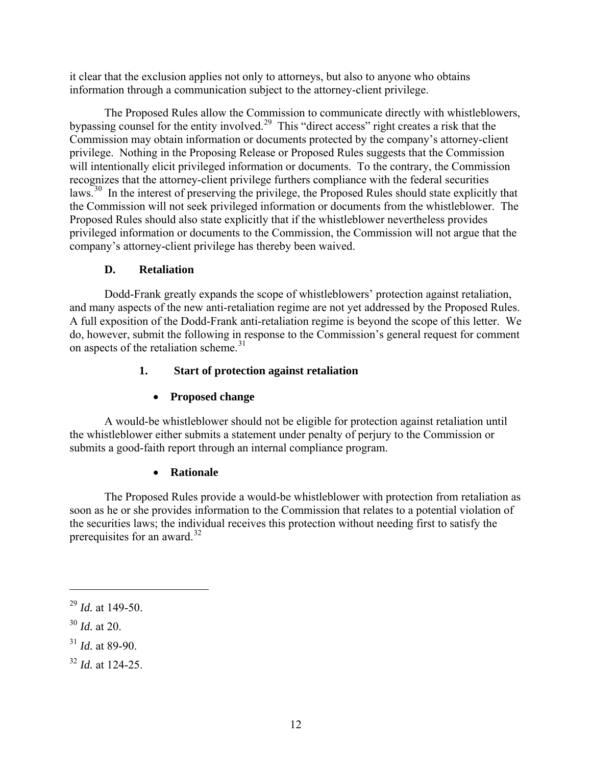it clear that the exclusion applies not only to attorneys, but also to anyone who obtains information through a communication subject to the attorney-client privilege.

The Proposed Rules allow the Commission to communicate directly with whistleblowers, bypassing counsel for the entity involved.[29] This "direct access" right creates a risk that the Commission may obtain information or documents protected by the company's attorney-client privilege. Nothing in the Proposing Release or Proposed Rules suggests that the Commission will intentionally elicit privileged information or documents. To the contrary, the Commission recognizes that the attorney-client privilege furthers compliance with the federal securities laws.[30] In the interest of preserving the privilege, the Proposed Rules should state explicitly that the Commission will not seek privileged information or documents from the whistleblower. The Proposed Rules should also state explicitly that if the whistleblower nevertheless provides privileged information or documents to the Commission, the Commission will not argue that the company's attorney-client privilege has thereby been waived.

### D. Retaliation

Dodd-Frank greatly expands the scope of whistleblowers' protection against retaliation, and many aspects of the new anti-retaliation regime are not yet addressed by the Proposed Rules. A full exposition of the Dodd-Frank anti-retaliation regime is beyond the scope of this letter. We do, however, submit the following in response to the Commission's general request for comment on aspects of the retaliation scheme.[31]

#### 1. Start of protection against retaliation

- **Proposed change**

A would-be whistleblower should not be eligible for protection against retaliation until the whistleblower either submits a statement under penalty of perjury to the Commission or submits a good-faith report through an internal compliance program.

- **Rationale**

The Proposed Rules provide a would-be whistleblower with protection from retaliation as soon as he or she provides information to the Commission that relates to a potential violation of the securities laws; the individual receives this protection without needing first to satisfy the prerequisites for an award.[32]

---

[29] *Id.* at 149-50.

[30] *Id.* at 20.

[31] *Id.* at 89-90.

[32] *Id.* at 124-25.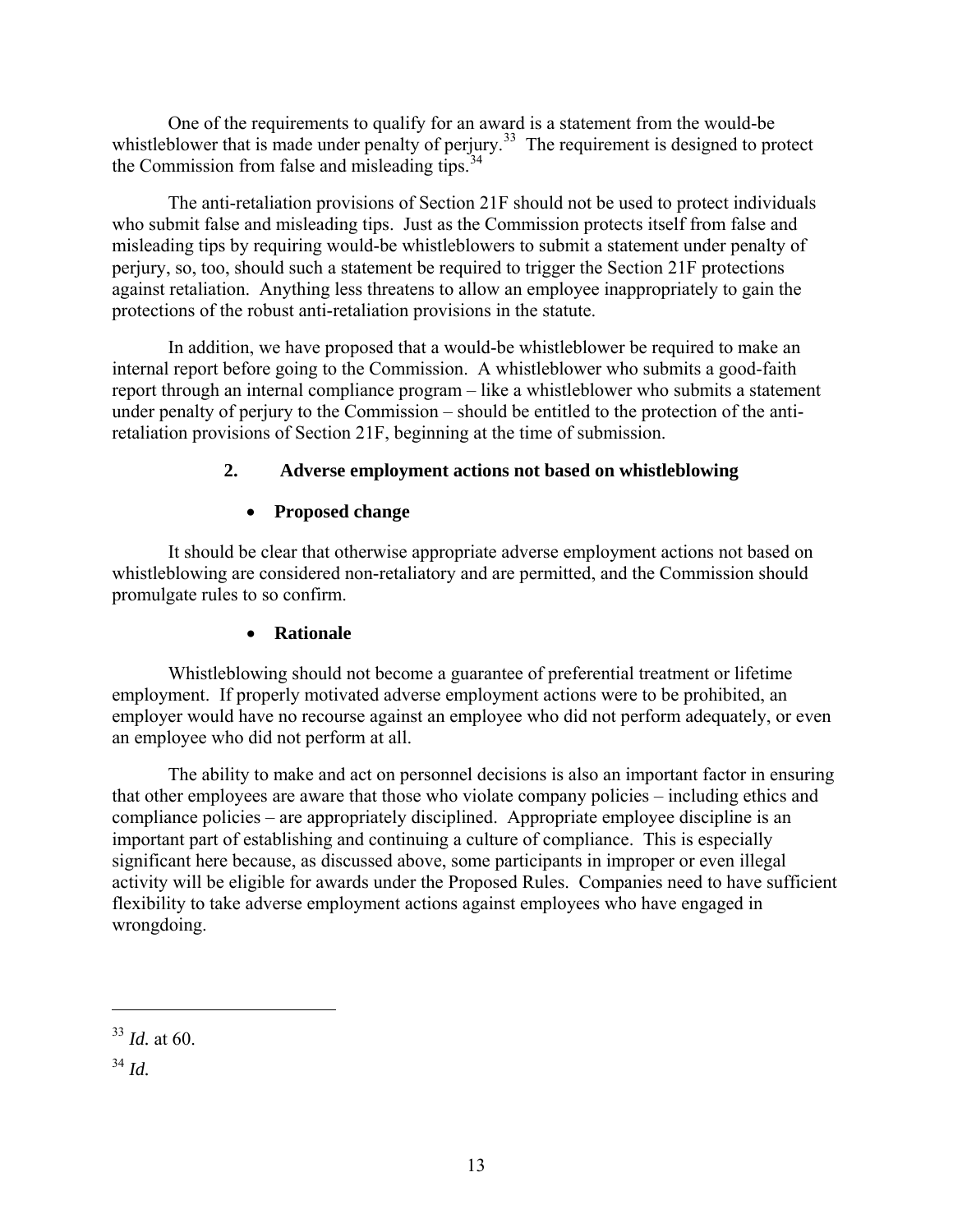One of the requirements to qualify for an award is a statement from the would-be whistleblower that is made under penalty of perjury.[33] The requirement is designed to protect the Commission from false and misleading tips.[34]

The anti-retaliation provisions of Section 21F should not be used to protect individuals who submit false and misleading tips. Just as the Commission protects itself from false and misleading tips by requiring would-be whistleblowers to submit a statement under penalty of perjury, so, too, should such a statement be required to trigger the Section 21F protections against retaliation. Anything less threatens to allow an employee inappropriately to gain the protections of the robust anti-retaliation provisions in the statute.

In addition, we have proposed that a would-be whistleblower be required to make an internal report before going to the Commission. A whistleblower who submits a good-faith report through an internal compliance program – like a whistleblower who submits a statement under penalty of perjury to the Commission – should be entitled to the protection of the anti-retaliation provisions of Section 21F, beginning at the time of submission.

### 2. Adverse employment actions not based on whistleblowing

- **Proposed change**

It should be clear that otherwise appropriate adverse employment actions not based on whistleblowing are considered non-retaliatory and are permitted, and the Commission should promulgate rules to so confirm.

- **Rationale**

Whistleblowing should not become a guarantee of preferential treatment or lifetime employment. If properly motivated adverse employment actions were to be prohibited, an employer would have no recourse against an employee who did not perform adequately, or even an employee who did not perform at all.

The ability to make and act on personnel decisions is also an important factor in ensuring that other employees are aware that those who violate company policies – including ethics and compliance policies – are appropriately disciplined. Appropriate employee discipline is an important part of establishing and continuing a culture of compliance. This is especially significant here because, as discussed above, some participants in improper or even illegal activity will be eligible for awards under the Proposed Rules. Companies need to have sufficient flexibility to take adverse employment actions against employees who have engaged in wrongdoing.

---

[33] *Id.* at 60.

[34] *Id.*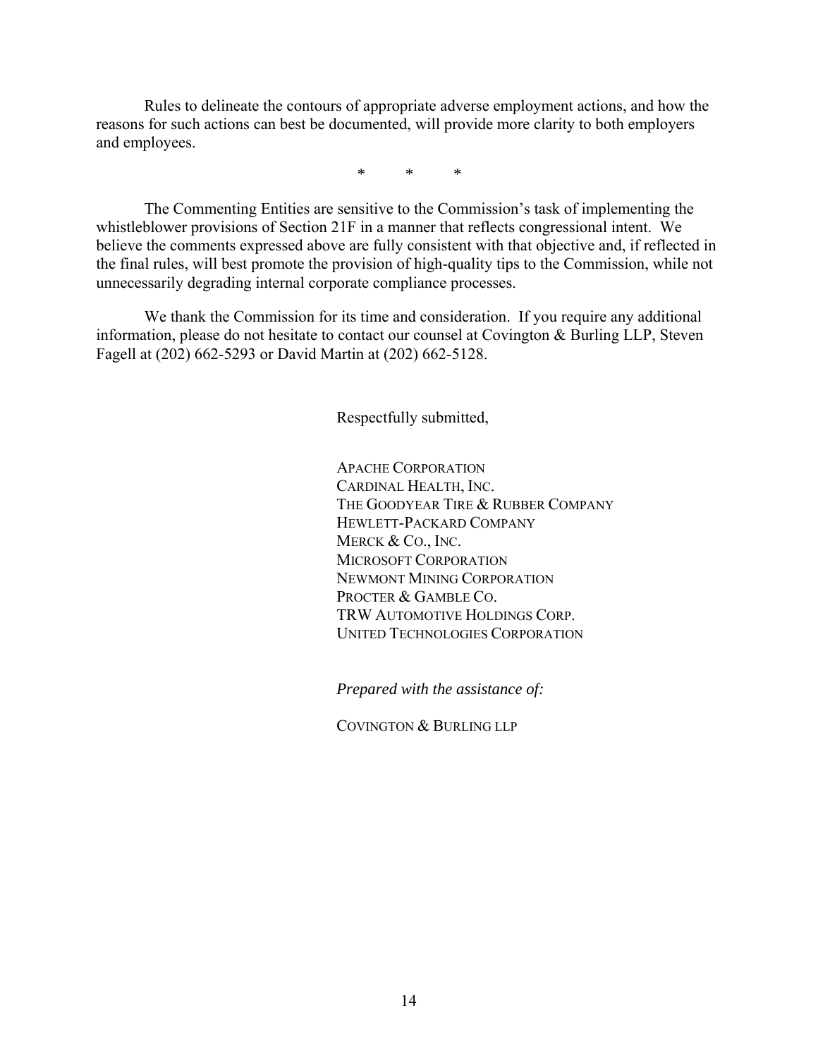Rules to delineate the contours of appropriate adverse employment actions, and how the reasons for such actions can best be documented, will provide more clarity to both employers and employees.

\* \* \*

The Commenting Entities are sensitive to the Commission's task of implementing the whistleblower provisions of Section 21F in a manner that reflects congressional intent. We believe the comments expressed above are fully consistent with that objective and, if reflected in the final rules, will best promote the provision of high-quality tips to the Commission, while not unnecessarily degrading internal corporate compliance processes.

We thank the Commission for its time and consideration. If you require any additional information, please do not hesitate to contact our counsel at Covington & Burling LLP, Steven Fagell at (202) 662-5293 or David Martin at (202) 662-5128.

Respectfully submitted,

APACHE CORPORATION
CARDINAL HEALTH, INC.
THE GOODYEAR TIRE & RUBBER COMPANY
HEWLETT-PACKARD COMPANY
MERCK & CO., INC.
MICROSOFT CORPORATION
NEWMONT MINING CORPORATION
PROCTER & GAMBLE CO.
TRW AUTOMOTIVE HOLDINGS CORP.
UNITED TECHNOLOGIES CORPORATION

*Prepared with the assistance of:*

COVINGTON & BURLING LLP